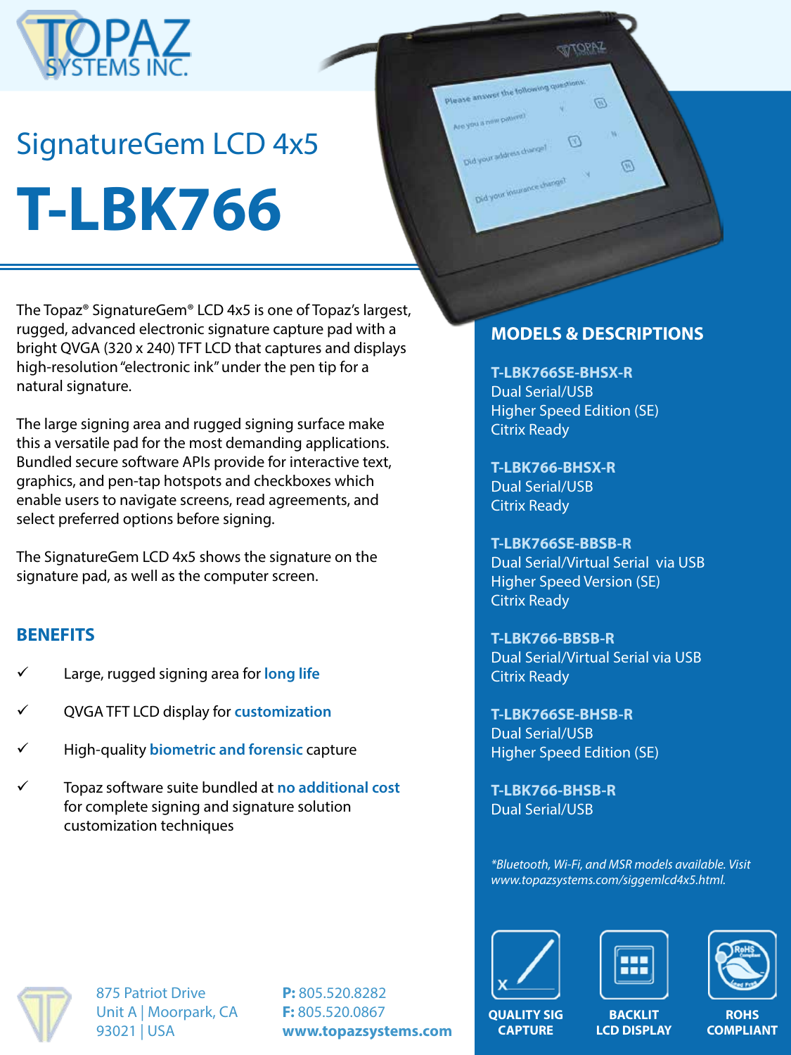# SignatureGem LCD 4x5

# T-LBK766

The Topaz® SignatureGem® LCD 4x5 is one of Topaz's largest, rugged, advanced electronic signature capture pad with a bright QVGA (320 x 240) TFT LCD that captures and displays high-resolution "electronic ink" under the pen tip for a natural signature.

The large signing area and rugged signing surface make this a versatile pad for the most demanding applications. Bundled secure software APIs provide for interactive text, graphics, and pen-tap hotspots and checkboxes which enable users to navigate screens, read agreements, and select preferred options before signing.

The SignatureGem LCD 4x5 shows the signature on the signature pad, as well as the computer screen.

## BENEFITS

- ✓ Large, rugged signing area for **long life**
- ✓ QVGA TFT LCD display for **customization**
- ✓ High-quality **biometric and forensic** capture
- ✓ Topaz software suite bundled at **no additional cost** for complete signing and signature solution customization techniques

## MODELS & DESCRIPTIONS

**T-LBK766SE-BHSX-R**
Dual Serial/USB
Higher Speed Edition (SE)
Citrix Ready

**T-LBK766-BHSX-R**
Dual Serial/USB
Citrix Ready

**T-LBK766SE-BBSB-R**
Dual Serial/Virtual Serial via USB
Higher Speed Version (SE)
Citrix Ready

**T-LBK766-BBSB-R**
Dual Serial/Virtual Serial via USB
Citrix Ready

**T-LBK766SE-BHSB-R**
Dual Serial/USB
Higher Speed Edition (SE)

**T-LBK766-BHSB-R**
Dual Serial/USB

*\*Bluetooth, Wi-Fi, and MSR models available. Visit www.topazsystems.com/siggemlcd4x5.html.*

**QUALITY SIG CAPTURE** | **BACKLIT LCD DISPLAY** | **ROHS COMPLIANT**

875 Patriot Drive
Unit A | Moorpark, CA
93021 | USA

**P:** 805.520.8282
**F:** 805.520.0867
**www.topazsystems.com**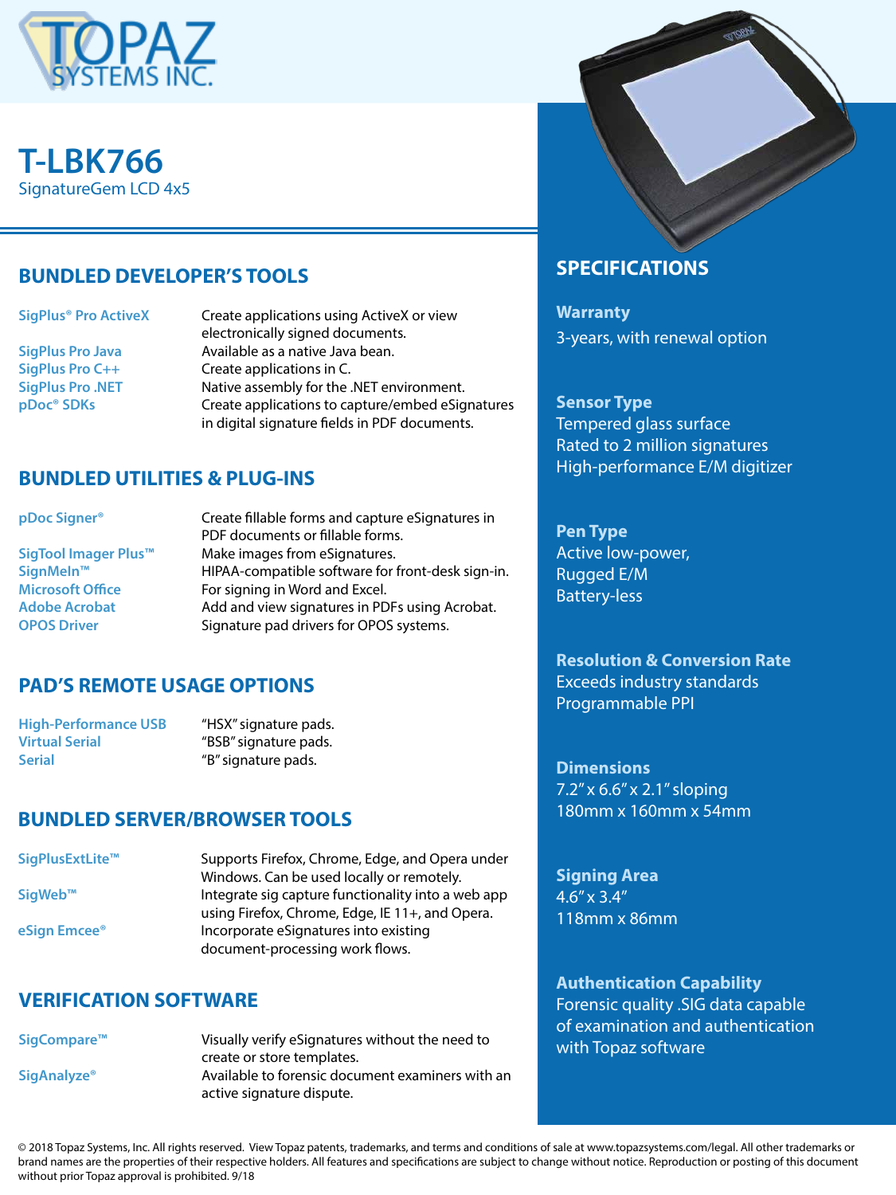# T-LBK766

SignatureGem LCD 4x5

## BUNDLED DEVELOPER'S TOOLS

| | |
|---|---|
| **SigPlus® Pro ActiveX** | Create applications using ActiveX or view electronically signed documents. |
| **SigPlus Pro Java** | Available as a native Java bean. |
| **SigPlus Pro C++** | Create applications in C. |
| **SigPlus Pro .NET** | Native assembly for the .NET environment. |
| **pDoc® SDKs** | Create applications to capture/embed eSignatures in digital signature fields in PDF documents. |

## BUNDLED UTILITIES & PLUG-INS

| | |
|---|---|
| **pDoc Signer®** | Create fillable forms and capture eSignatures in PDF documents or fillable forms. |
| **SigTool Imager Plus™** | Make images from eSignatures. |
| **SignMeIn™** | HIPAA-compatible software for front-desk sign-in. |
| **Microsoft Office** | For signing in Word and Excel. |
| **Adobe Acrobat** | Add and view signatures in PDFs using Acrobat. |
| **OPOS Driver** | Signature pad drivers for OPOS systems. |

## PAD'S REMOTE USAGE OPTIONS

| | |
|---|---|
| **High-Performance USB** | "HSX" signature pads. |
| **Virtual Serial** | "BSB" signature pads. |
| **Serial** | "B" signature pads. |

## BUNDLED SERVER/BROWSER TOOLS

| | |
|---|---|
| **SigPlusExtLite™** | Supports Firefox, Chrome, Edge, and Opera under Windows. Can be used locally or remotely. |
| **SigWeb™** | Integrate sig capture functionality into a web app using Firefox, Chrome, Edge, IE 11+, and Opera. |
| **eSign Emcee®** | Incorporate eSignatures into existing document-processing work flows. |

## VERIFICATION SOFTWARE

| | |
|---|---|
| **SigCompare™** | Visually verify eSignatures without the need to create or store templates. |
| **SigAnalyze®** | Available to forensic document examiners with an active signature dispute. |

## SPECIFICATIONS

**Warranty**
3-years, with renewal option

**Sensor Type**
Tempered glass surface
Rated to 2 million signatures
High-performance E/M digitizer

**Pen Type**
Active low-power,
Rugged E/M
Battery-less

**Resolution & Conversion Rate**
Exceeds industry standards
Programmable PPI

**Dimensions**
7.2" x 6.6" x 2.1" sloping
180mm x 160mm x 54mm

**Signing Area**
4.6" x 3.4"
118mm x 86mm

**Authentication Capability**
Forensic quality .SIG data capable of examination and authentication with Topaz software

© 2018 Topaz Systems, Inc. All rights reserved. View Topaz patents, trademarks, and terms and conditions of sale at www.topazsystems.com/legal. All other trademarks or brand names are the properties of their respective holders. All features and specifications are subject to change without notice. Reproduction or posting of this document without prior Topaz approval is prohibited. 9/18